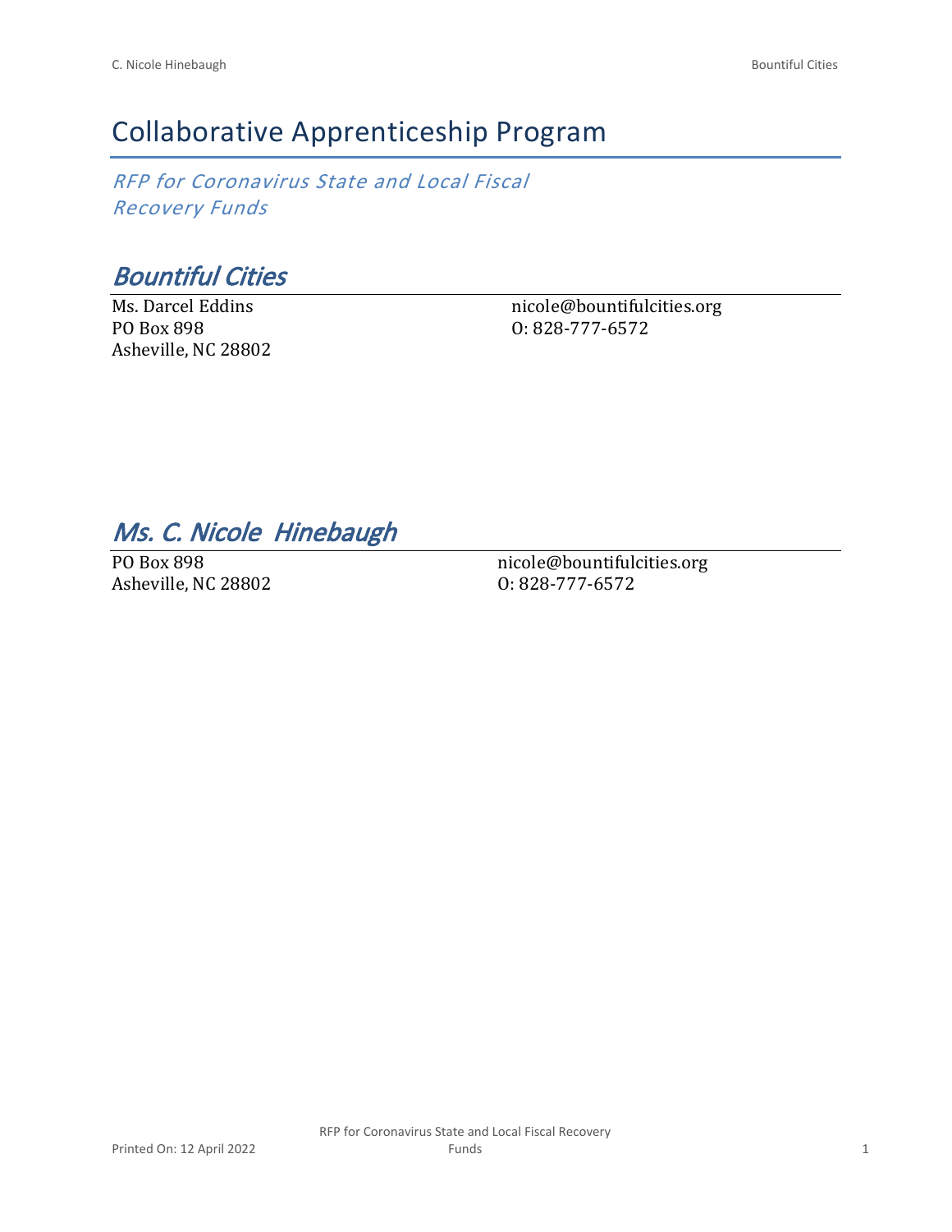# Collaborative Apprenticeship Program

*RFP for Coronavirus State and Local Fiscal Recovery Funds*

## *Bountiful Cities*

Ms. Darcel Eddins
PO Box 898
Asheville, NC 28802

nicole@bountifulcities.org
O: 828-777-6572

## *Ms. C. Nicole Hinebaugh*

PO Box 898
Asheville, NC 28802

nicole@bountifulcities.org
O: 828-777-6572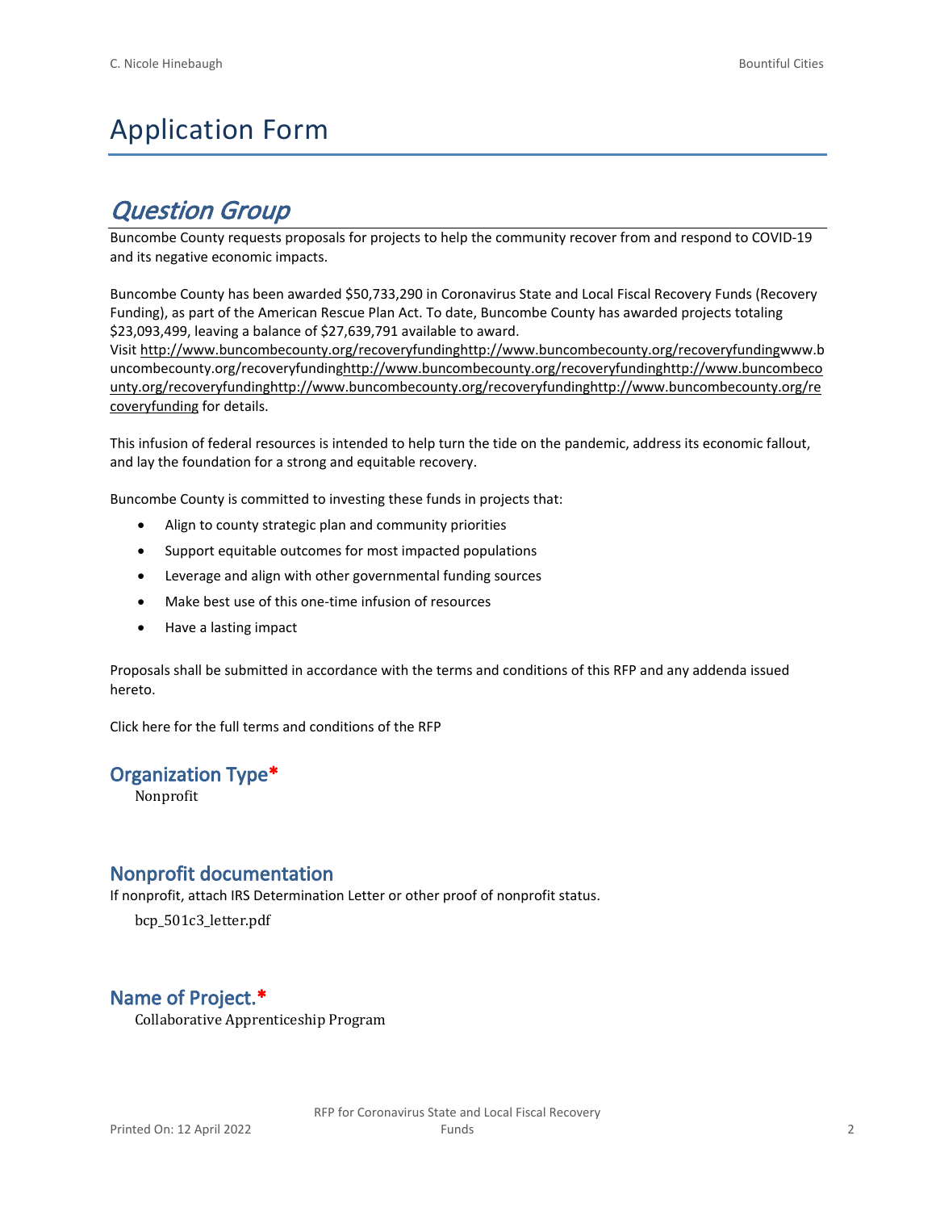# Application Form

## *Question Group*

Buncombe County requests proposals for projects to help the community recover from and respond to COVID-19 and its negative economic impacts.

Buncombe County has been awarded $50,733,290 in Coronavirus State and Local Fiscal Recovery Funds (Recovery Funding), as part of the American Rescue Plan Act. To date, Buncombe County has awarded projects totaling $23,093,499, leaving a balance of $27,639,791 available to award.
Visit http://www.buncombecounty.org/recoveryfundinghttp://www.buncombecounty.org/recoveryfundingwww.buncombecounty.org/recoveryfundinghttp://www.buncombecounty.org/recoveryfundinghttp://www.buncombecounty.org/recoveryfundinghttp://www.buncombecounty.org/recoveryfundinghttp://www.buncombecounty.org/recoveryfunding for details.

This infusion of federal resources is intended to help turn the tide on the pandemic, address its economic fallout, and lay the foundation for a strong and equitable recovery.

Buncombe County is committed to investing these funds in projects that:

- Align to county strategic plan and community priorities
- Support equitable outcomes for most impacted populations
- Leverage and align with other governmental funding sources
- Make best use of this one-time infusion of resources
- Have a lasting impact

Proposals shall be submitted in accordance with the terms and conditions of this RFP and any addenda issued hereto.

Click here for the full terms and conditions of the RFP

### Organization Type*

Nonprofit

### Nonprofit documentation

If nonprofit, attach IRS Determination Letter or other proof of nonprofit status.

bcp_501c3_letter.pdf

### Name of Project.*

Collaborative Apprenticeship Program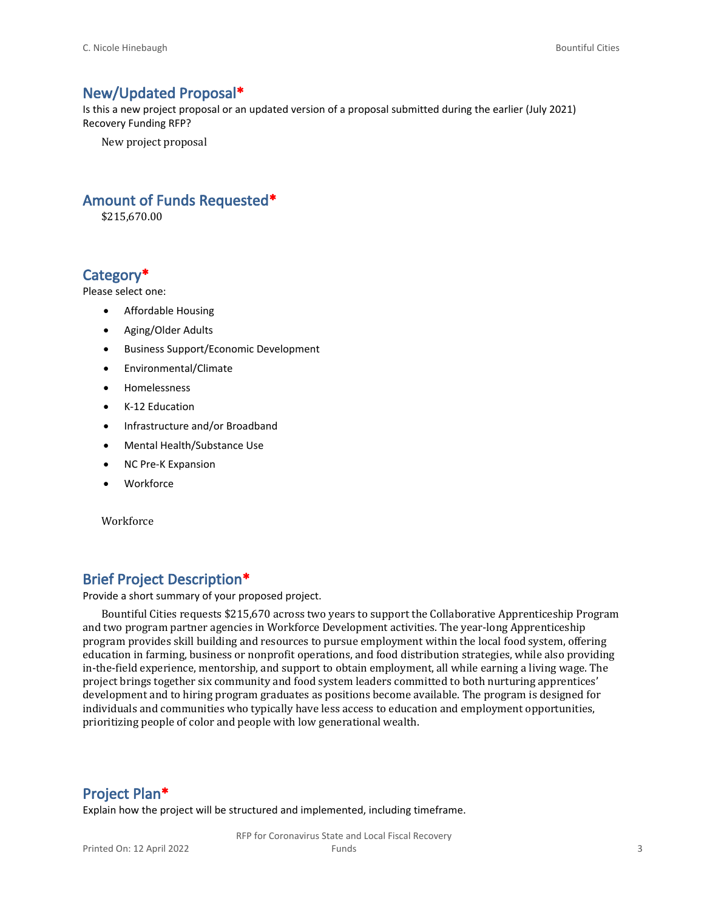## New/Updated Proposal*

Is this a new project proposal or an updated version of a proposal submitted during the earlier (July 2021) Recovery Funding RFP?

New project proposal

## Amount of Funds Requested*

$215,670.00

## Category*

Please select one:

- Affordable Housing
- Aging/Older Adults
- Business Support/Economic Development
- Environmental/Climate
- Homelessness
- K-12 Education
- Infrastructure and/or Broadband
- Mental Health/Substance Use
- NC Pre-K Expansion
- Workforce

Workforce

## Brief Project Description*

Provide a short summary of your proposed project.

Bountiful Cities requests $215,670 across two years to support the Collaborative Apprenticeship Program and two program partner agencies in Workforce Development activities. The year-long Apprenticeship program provides skill building and resources to pursue employment within the local food system, offering education in farming, business or nonprofit operations, and food distribution strategies, while also providing in-the-field experience, mentorship, and support to obtain employment, all while earning a living wage. The project brings together six community and food system leaders committed to both nurturing apprentices' development and to hiring program graduates as positions become available. The program is designed for individuals and communities who typically have less access to education and employment opportunities, prioritizing people of color and people with low generational wealth.

## Project Plan*

Explain how the project will be structured and implemented, including timeframe.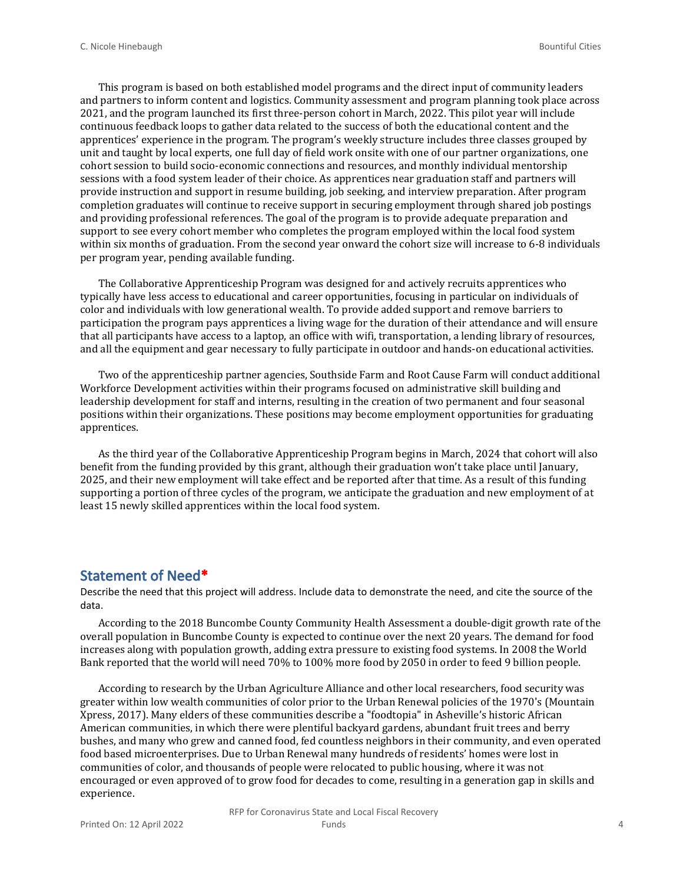This program is based on both established model programs and the direct input of community leaders and partners to inform content and logistics. Community assessment and program planning took place across 2021, and the program launched its first three-person cohort in March, 2022. This pilot year will include continuous feedback loops to gather data related to the success of both the educational content and the apprentices' experience in the program. The program's weekly structure includes three classes grouped by unit and taught by local experts, one full day of field work onsite with one of our partner organizations, one cohort session to build socio-economic connections and resources, and monthly individual mentorship sessions with a food system leader of their choice. As apprentices near graduation staff and partners will provide instruction and support in resume building, job seeking, and interview preparation. After program completion graduates will continue to receive support in securing employment through shared job postings and providing professional references. The goal of the program is to provide adequate preparation and support to see every cohort member who completes the program employed within the local food system within six months of graduation. From the second year onward the cohort size will increase to 6-8 individuals per program year, pending available funding.

The Collaborative Apprenticeship Program was designed for and actively recruits apprentices who typically have less access to educational and career opportunities, focusing in particular on individuals of color and individuals with low generational wealth. To provide added support and remove barriers to participation the program pays apprentices a living wage for the duration of their attendance and will ensure that all participants have access to a laptop, an office with wifi, transportation, a lending library of resources, and all the equipment and gear necessary to fully participate in outdoor and hands-on educational activities.

Two of the apprenticeship partner agencies, Southside Farm and Root Cause Farm will conduct additional Workforce Development activities within their programs focused on administrative skill building and leadership development for staff and interns, resulting in the creation of two permanent and four seasonal positions within their organizations. These positions may become employment opportunities for graduating apprentices.

As the third year of the Collaborative Apprenticeship Program begins in March, 2024 that cohort will also benefit from the funding provided by this grant, although their graduation won't take place until January, 2025, and their new employment will take effect and be reported after that time. As a result of this funding supporting a portion of three cycles of the program, we anticipate the graduation and new employment of at least 15 newly skilled apprentices within the local food system.

## Statement of Need*

Describe the need that this project will address. Include data to demonstrate the need, and cite the source of the data.

According to the 2018 Buncombe County Community Health Assessment a double-digit growth rate of the overall population in Buncombe County is expected to continue over the next 20 years. The demand for food increases along with population growth, adding extra pressure to existing food systems. In 2008 the World Bank reported that the world will need 70% to 100% more food by 2050 in order to feed 9 billion people.

According to research by the Urban Agriculture Alliance and other local researchers, food security was greater within low wealth communities of color prior to the Urban Renewal policies of the 1970's (Mountain Xpress, 2017). Many elders of these communities describe a "foodtopia" in Asheville's historic African American communities, in which there were plentiful backyard gardens, abundant fruit trees and berry bushes, and many who grew and canned food, fed countless neighbors in their community, and even operated food based microenterprises. Due to Urban Renewal many hundreds of residents' homes were lost in communities of color, and thousands of people were relocated to public housing, where it was not encouraged or even approved of to grow food for decades to come, resulting in a generation gap in skills and experience.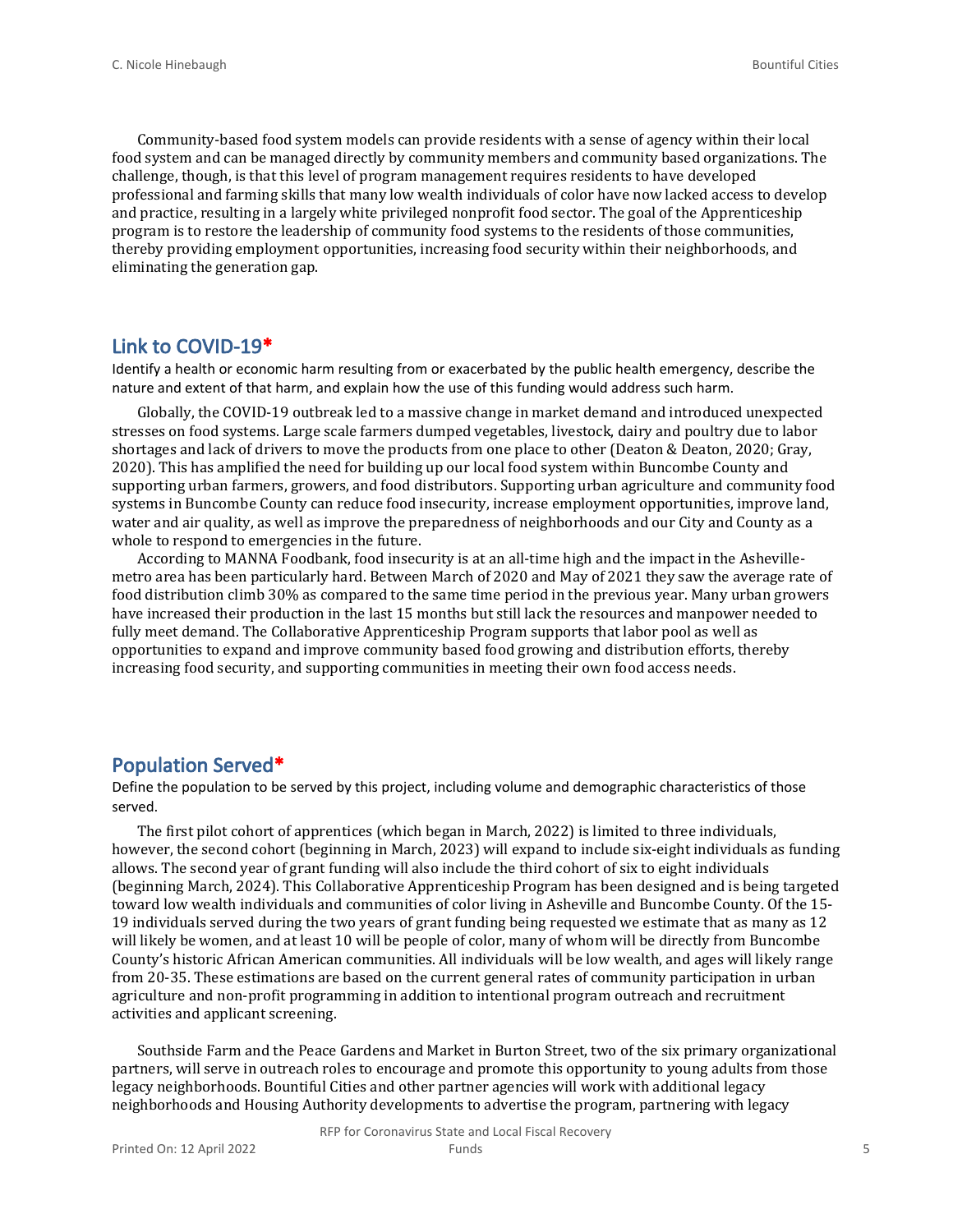Community-based food system models can provide residents with a sense of agency within their local food system and can be managed directly by community members and community based organizations. The challenge, though, is that this level of program management requires residents to have developed professional and farming skills that many low wealth individuals of color have now lacked access to develop and practice, resulting in a largely white privileged nonprofit food sector. The goal of the Apprenticeship program is to restore the leadership of community food systems to the residents of those communities, thereby providing employment opportunities, increasing food security within their neighborhoods, and eliminating the generation gap.

## Link to COVID-19*

Identify a health or economic harm resulting from or exacerbated by the public health emergency, describe the nature and extent of that harm, and explain how the use of this funding would address such harm.

Globally, the COVID-19 outbreak led to a massive change in market demand and introduced unexpected stresses on food systems. Large scale farmers dumped vegetables, livestock, dairy and poultry due to labor shortages and lack of drivers to move the products from one place to other (Deaton & Deaton, 2020; Gray, 2020). This has amplified the need for building up our local food system within Buncombe County and supporting urban farmers, growers, and food distributors. Supporting urban agriculture and community food systems in Buncombe County can reduce food insecurity, increase employment opportunities, improve land, water and air quality, as well as improve the preparedness of neighborhoods and our City and County as a whole to respond to emergencies in the future.

According to MANNA Foodbank, food insecurity is at an all-time high and the impact in the Asheville-metro area has been particularly hard. Between March of 2020 and May of 2021 they saw the average rate of food distribution climb 30% as compared to the same time period in the previous year. Many urban growers have increased their production in the last 15 months but still lack the resources and manpower needed to fully meet demand. The Collaborative Apprenticeship Program supports that labor pool as well as opportunities to expand and improve community based food growing and distribution efforts, thereby increasing food security, and supporting communities in meeting their own food access needs.

## Population Served*

Define the population to be served by this project, including volume and demographic characteristics of those served.

The first pilot cohort of apprentices (which began in March, 2022) is limited to three individuals, however, the second cohort (beginning in March, 2023) will expand to include six-eight individuals as funding allows. The second year of grant funding will also include the third cohort of six to eight individuals (beginning March, 2024). This Collaborative Apprenticeship Program has been designed and is being targeted toward low wealth individuals and communities of color living in Asheville and Buncombe County. Of the 15-19 individuals served during the two years of grant funding being requested we estimate that as many as 12 will likely be women, and at least 10 will be people of color, many of whom will be directly from Buncombe County's historic African American communities. All individuals will be low wealth, and ages will likely range from 20-35. These estimations are based on the current general rates of community participation in urban agriculture and non-profit programming in addition to intentional program outreach and recruitment activities and applicant screening.

Southside Farm and the Peace Gardens and Market in Burton Street, two of the six primary organizational partners, will serve in outreach roles to encourage and promote this opportunity to young adults from those legacy neighborhoods. Bountiful Cities and other partner agencies will work with additional legacy neighborhoods and Housing Authority developments to advertise the program, partnering with legacy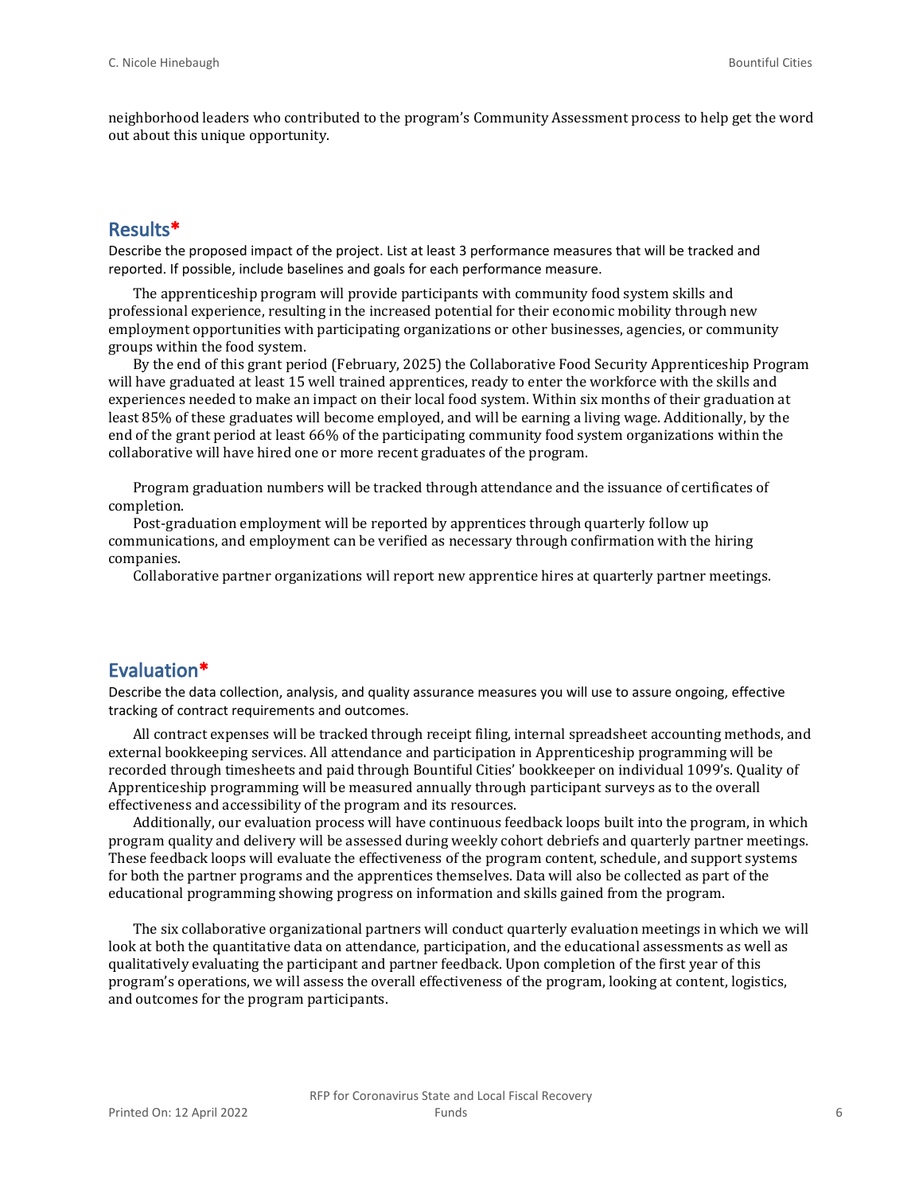neighborhood leaders who contributed to the program's Community Assessment process to help get the word out about this unique opportunity.

## Results*

Describe the proposed impact of the project. List at least 3 performance measures that will be tracked and reported. If possible, include baselines and goals for each performance measure.

The apprenticeship program will provide participants with community food system skills and professional experience, resulting in the increased potential for their economic mobility through new employment opportunities with participating organizations or other businesses, agencies, or community groups within the food system.

By the end of this grant period (February, 2025) the Collaborative Food Security Apprenticeship Program will have graduated at least 15 well trained apprentices, ready to enter the workforce with the skills and experiences needed to make an impact on their local food system. Within six months of their graduation at least 85% of these graduates will become employed, and will be earning a living wage. Additionally, by the end of the grant period at least 66% of the participating community food system organizations within the collaborative will have hired one or more recent graduates of the program.

Program graduation numbers will be tracked through attendance and the issuance of certificates of completion.

Post-graduation employment will be reported by apprentices through quarterly follow up communications, and employment can be verified as necessary through confirmation with the hiring companies.

Collaborative partner organizations will report new apprentice hires at quarterly partner meetings.

## Evaluation*

Describe the data collection, analysis, and quality assurance measures you will use to assure ongoing, effective tracking of contract requirements and outcomes.

All contract expenses will be tracked through receipt filing, internal spreadsheet accounting methods, and external bookkeeping services. All attendance and participation in Apprenticeship programming will be recorded through timesheets and paid through Bountiful Cities' bookkeeper on individual 1099's. Quality of Apprenticeship programming will be measured annually through participant surveys as to the overall effectiveness and accessibility of the program and its resources.

Additionally, our evaluation process will have continuous feedback loops built into the program, in which program quality and delivery will be assessed during weekly cohort debriefs and quarterly partner meetings. These feedback loops will evaluate the effectiveness of the program content, schedule, and support systems for both the partner programs and the apprentices themselves. Data will also be collected as part of the educational programming showing progress on information and skills gained from the program.

The six collaborative organizational partners will conduct quarterly evaluation meetings in which we will look at both the quantitative data on attendance, participation, and the educational assessments as well as qualitatively evaluating the participant and partner feedback. Upon completion of the first year of this program's operations, we will assess the overall effectiveness of the program, looking at content, logistics, and outcomes for the program participants.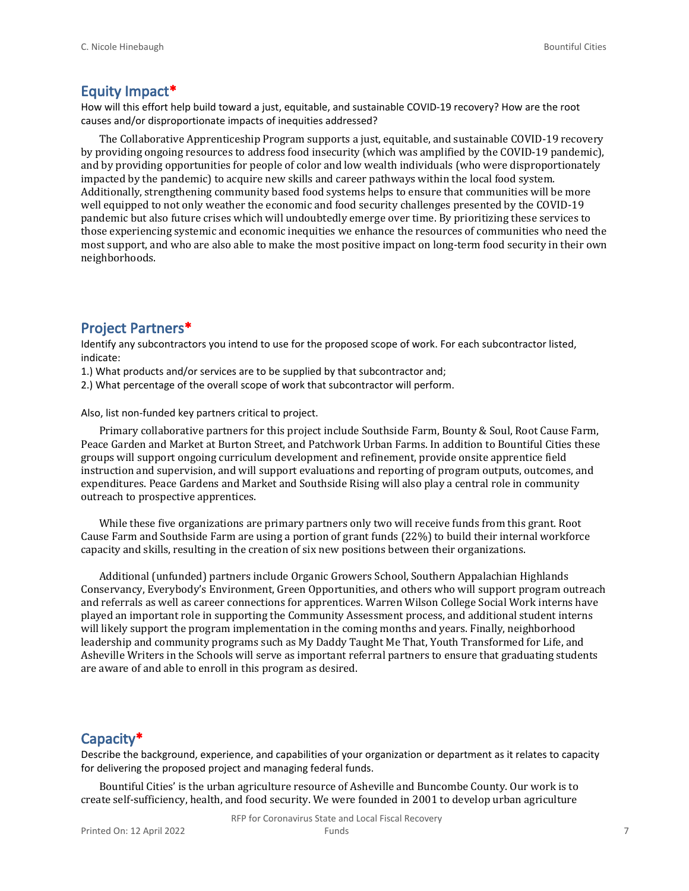## Equity Impact*

How will this effort help build toward a just, equitable, and sustainable COVID-19 recovery? How are the root causes and/or disproportionate impacts of inequities addressed?

The Collaborative Apprenticeship Program supports a just, equitable, and sustainable COVID-19 recovery by providing ongoing resources to address food insecurity (which was amplified by the COVID-19 pandemic), and by providing opportunities for people of color and low wealth individuals (who were disproportionately impacted by the pandemic) to acquire new skills and career pathways within the local food system. Additionally, strengthening community based food systems helps to ensure that communities will be more well equipped to not only weather the economic and food security challenges presented by the COVID-19 pandemic but also future crises which will undoubtedly emerge over time. By prioritizing these services to those experiencing systemic and economic inequities we enhance the resources of communities who need the most support, and who are also able to make the most positive impact on long-term food security in their own neighborhoods.

## Project Partners*

Identify any subcontractors you intend to use for the proposed scope of work. For each subcontractor listed, indicate:

1.) What products and/or services are to be supplied by that subcontractor and;

2.) What percentage of the overall scope of work that subcontractor will perform.

Also, list non-funded key partners critical to project.

Primary collaborative partners for this project include Southside Farm, Bounty & Soul, Root Cause Farm, Peace Garden and Market at Burton Street, and Patchwork Urban Farms. In addition to Bountiful Cities these groups will support ongoing curriculum development and refinement, provide onsite apprentice field instruction and supervision, and will support evaluations and reporting of program outputs, outcomes, and expenditures. Peace Gardens and Market and Southside Rising will also play a central role in community outreach to prospective apprentices.

While these five organizations are primary partners only two will receive funds from this grant. Root Cause Farm and Southside Farm are using a portion of grant funds (22%) to build their internal workforce capacity and skills, resulting in the creation of six new positions between their organizations.

Additional (unfunded) partners include Organic Growers School, Southern Appalachian Highlands Conservancy, Everybody's Environment, Green Opportunities, and others who will support program outreach and referrals as well as career connections for apprentices. Warren Wilson College Social Work interns have played an important role in supporting the Community Assessment process, and additional student interns will likely support the program implementation in the coming months and years. Finally, neighborhood leadership and community programs such as My Daddy Taught Me That, Youth Transformed for Life, and Asheville Writers in the Schools will serve as important referral partners to ensure that graduating students are aware of and able to enroll in this program as desired.

## Capacity*

Describe the background, experience, and capabilities of your organization or department as it relates to capacity for delivering the proposed project and managing federal funds.

Bountiful Cities' is the urban agriculture resource of Asheville and Buncombe County. Our work is to create self-sufficiency, health, and food security. We were founded in 2001 to develop urban agriculture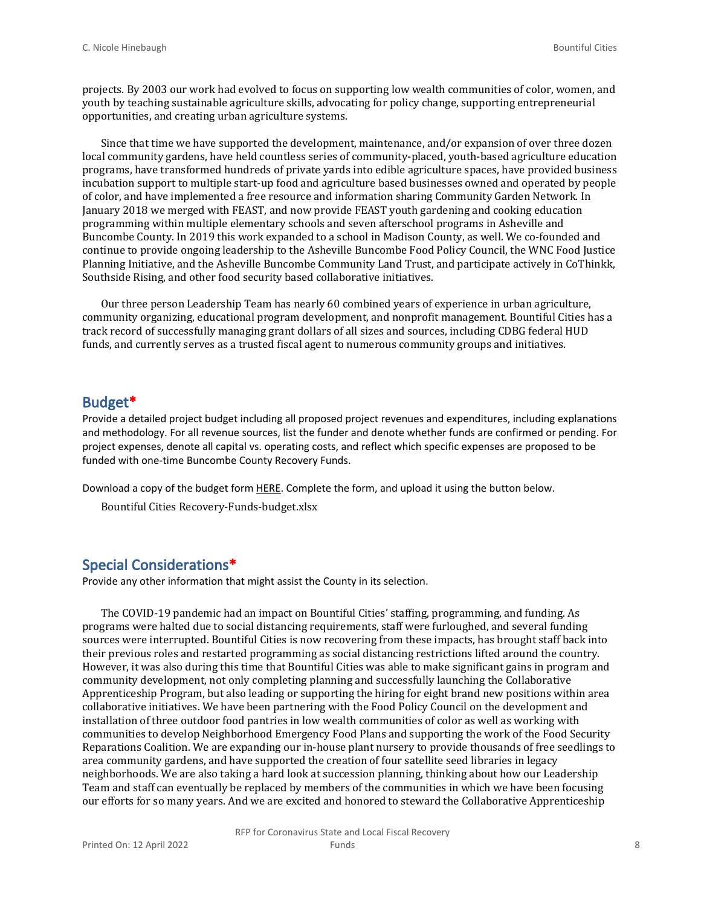projects. By 2003 our work had evolved to focus on supporting low wealth communities of color, women, and youth by teaching sustainable agriculture skills, advocating for policy change, supporting entrepreneurial opportunities, and creating urban agriculture systems.

Since that time we have supported the development, maintenance, and/or expansion of over three dozen local community gardens, have held countless series of community-placed, youth-based agriculture education programs, have transformed hundreds of private yards into edible agriculture spaces, have provided business incubation support to multiple start-up food and agriculture based businesses owned and operated by people of color, and have implemented a free resource and information sharing Community Garden Network. In January 2018 we merged with FEAST, and now provide FEAST youth gardening and cooking education programming within multiple elementary schools and seven afterschool programs in Asheville and Buncombe County. In 2019 this work expanded to a school in Madison County, as well. We co-founded and continue to provide ongoing leadership to the Asheville Buncombe Food Policy Council, the WNC Food Justice Planning Initiative, and the Asheville Buncombe Community Land Trust, and participate actively in CoThinkk, Southside Rising, and other food security based collaborative initiatives.

Our three person Leadership Team has nearly 60 combined years of experience in urban agriculture, community organizing, educational program development, and nonprofit management. Bountiful Cities has a track record of successfully managing grant dollars of all sizes and sources, including CDBG federal HUD funds, and currently serves as a trusted fiscal agent to numerous community groups and initiatives.

## Budget*

Provide a detailed project budget including all proposed project revenues and expenditures, including explanations and methodology. For all revenue sources, list the funder and denote whether funds are confirmed or pending. For project expenses, denote all capital vs. operating costs, and reflect which specific expenses are proposed to be funded with one-time Buncombe County Recovery Funds.

Download a copy of the budget form HERE. Complete the form, and upload it using the button below.

Bountiful Cities Recovery-Funds-budget.xlsx

## Special Considerations*

Provide any other information that might assist the County in its selection.

The COVID-19 pandemic had an impact on Bountiful Cities' staffing, programming, and funding. As programs were halted due to social distancing requirements, staff were furloughed, and several funding sources were interrupted. Bountiful Cities is now recovering from these impacts, has brought staff back into their previous roles and restarted programming as social distancing restrictions lifted around the country. However, it was also during this time that Bountiful Cities was able to make significant gains in program and community development, not only completing planning and successfully launching the Collaborative Apprenticeship Program, but also leading or supporting the hiring for eight brand new positions within area collaborative initiatives. We have been partnering with the Food Policy Council on the development and installation of three outdoor food pantries in low wealth communities of color as well as working with communities to develop Neighborhood Emergency Food Plans and supporting the work of the Food Security Reparations Coalition. We are expanding our in-house plant nursery to provide thousands of free seedlings to area community gardens, and have supported the creation of four satellite seed libraries in legacy neighborhoods. We are also taking a hard look at succession planning, thinking about how our Leadership Team and staff can eventually be replaced by members of the communities in which we have been focusing our efforts for so many years. And we are excited and honored to steward the Collaborative Apprenticeship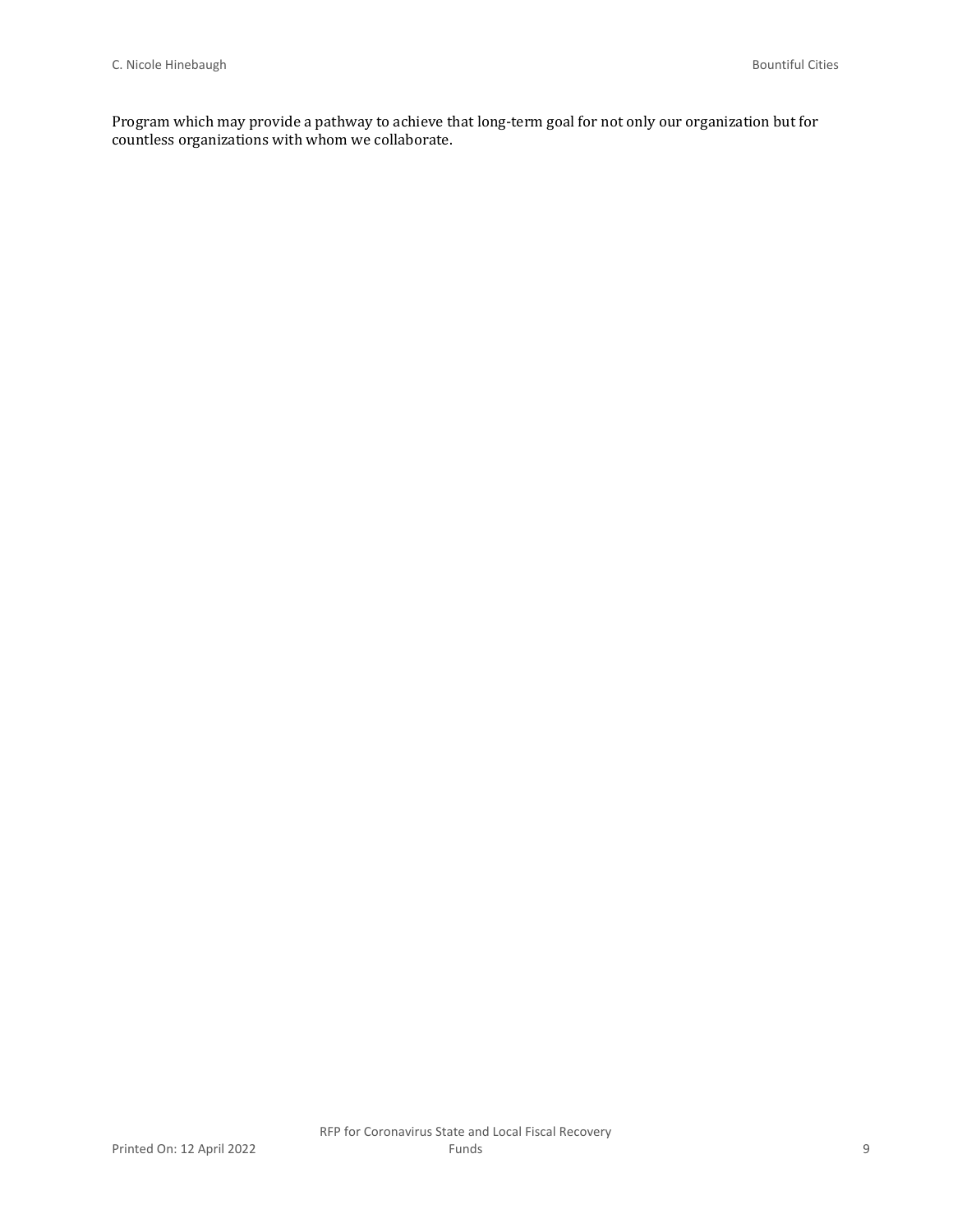Program which may provide a pathway to achieve that long-term goal for not only our organization but for countless organizations with whom we collaborate.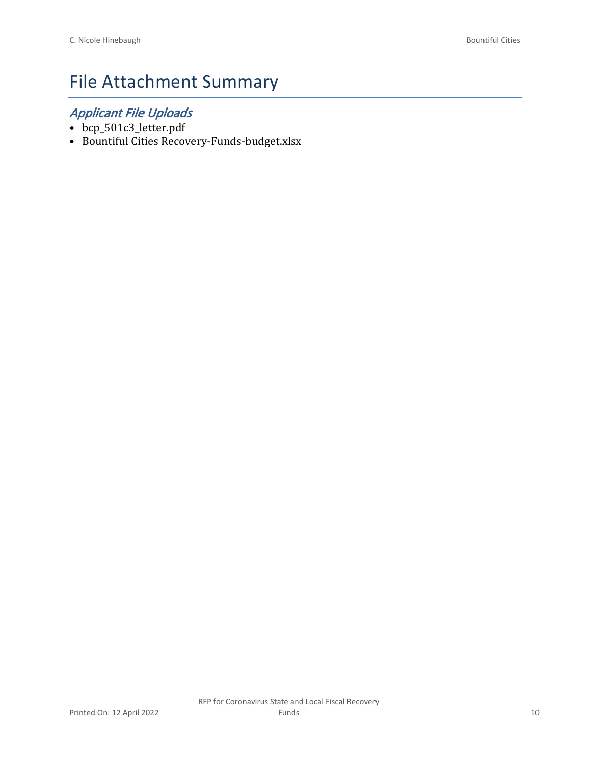# File Attachment Summary

## *Applicant File Uploads*

- bcp_501c3_letter.pdf
- Bountiful Cities Recovery-Funds-budget.xlsx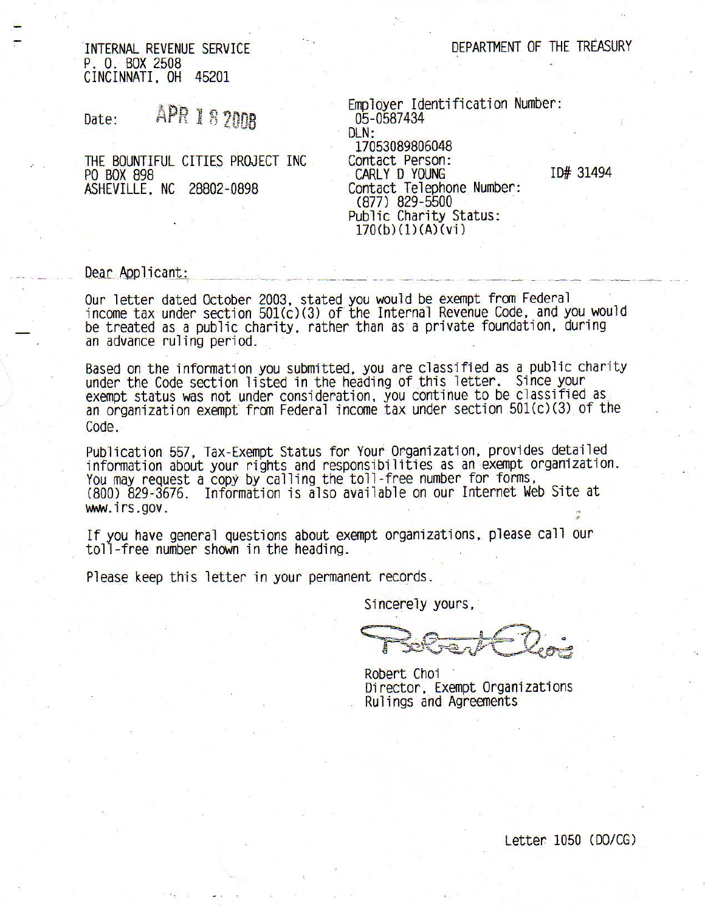INTERNAL REVENUE SERVICE
P. O. BOX 2508
CINCINNATI, OH 45201

DEPARTMENT OF THE TREASURY

Date: APR 18 2008

THE BOUNTIFUL CITIES PROJECT INC
PO BOX 898
ASHEVILLE, NC 28802-0898

Employer Identification Number:
05-0587434
DLN:
17053089806048
Contact Person:
CARLY D YOUNG ID# 31494
Contact Telephone Number:
(877) 829-5500
Public Charity Status:
170(b)(1)(A)(vi)

Dear Applicant:

Our letter dated October 2003, stated you would be exempt from Federal income tax under section 501(c)(3) of the Internal Revenue Code, and you would be treated as a public charity, rather than as a private foundation, during an advance ruling period.

Based on the information you submitted, you are classified as a public charity under the Code section listed in the heading of this letter. Since your exempt status was not under consideration, you continue to be classified as an organization exempt from Federal income tax under section 501(c)(3) of the Code.

Publication 557, Tax-Exempt Status for Your Organization, provides detailed information about your rights and responsibilities as an exempt organization. You may request a copy by calling the toll-free number for forms, (800) 829-3676. Information is also available on our Internet Web Site at www.irs.gov.

If you have general questions about exempt organizations, please call our toll-free number shown in the heading.

Please keep this letter in your permanent records.

Sincerely yours,

Robert Choi
Director, Exempt Organizations
Rulings and Agreements

Letter 1050 (DO/CG)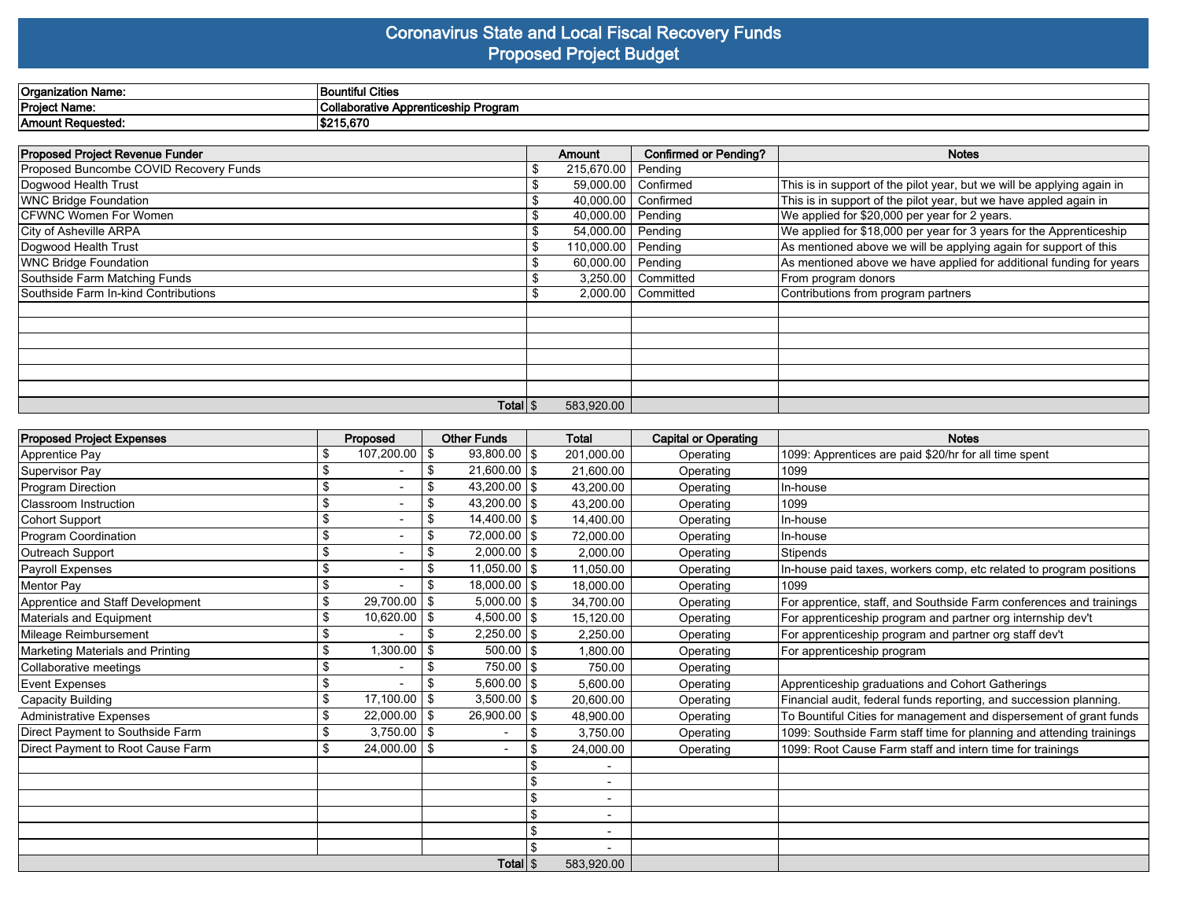# Coronavirus State and Local Fiscal Recovery Funds
## Proposed Project Budget

| | |
|---|---|
| **Organization Name:** | **Bountiful Cities** |
| **Project Name:** | **Collaborative Apprenticeship Program** |
| **Amount Requested:** | **$215,670** |

| Proposed Project Revenue Funder | Amount | Confirmed or Pending? | Notes |
|---|---|---|---|
| Proposed Buncombe COVID Recovery Funds | $ 215,670.00 | Pending | |
| Dogwood Health Trust | $ 59,000.00 | Confirmed | This is in support of the pilot year, but we will be applying again in |
| WNC Bridge Foundation | $ 40,000.00 | Confirmed | This is in support of the pilot year, but we have appled again in |
| CFWNC Women For Women | $ 40,000.00 | Pending | We applied for $20,000 per year for 2 years. |
| City of Asheville ARPA | $ 54,000.00 | Pending | We applied for $18,000 per year for 3 years for the Apprenticeship |
| Dogwood Health Trust | $ 110,000.00 | Pending | As mentioned above we will be applying again for support of this |
| WNC Bridge Foundation | $ 60,000.00 | Pending | As mentioned above we have applied for additional funding for years |
| Southside Farm Matching Funds | $ 3,250.00 | Committed | From program donors |
| Southside Farm In-kind Contributions | $ 2,000.00 | Committed | Contributions from program partners |
| | | | |
| | | | |
| | | | |
| | | | |
| | | | |
| | | | |
| **Total** | $ 583,920.00 | | |

| Proposed Project Expenses | Proposed | Other Funds | Total | Capital or Operating | Notes |
|---|---|---|---|---|---|
| Apprentice Pay | $ 107,200.00 | $ 93,800.00 | $ 201,000.00 | Operating | 1099: Apprentices are paid $20/hr for all time spent |
| Supervisor Pay | $ - | $ 21,600.00 | $ 21,600.00 | Operating | 1099 |
| Program Direction | $ - | $ 43,200.00 | $ 43,200.00 | Operating | In-house |
| Classroom Instruction | $ - | $ 43,200.00 | $ 43,200.00 | Operating | 1099 |
| Cohort Support | $ - | $ 14,400.00 | $ 14,400.00 | Operating | In-house |
| Program Coordination | $ - | $ 72,000.00 | $ 72,000.00 | Operating | In-house |
| Outreach Support | $ - | $ 2,000.00 | $ 2,000.00 | Operating | Stipends |
| Payroll Expenses | $ - | $ 11,050.00 | $ 11,050.00 | Operating | In-house paid taxes, workers comp, etc related to program positions |
| Mentor Pay | $ - | $ 18,000.00 | $ 18,000.00 | Operating | 1099 |
| Apprentice and Staff Development | $ 29,700.00 | $ 5,000.00 | $ 34,700.00 | Operating | For apprentice, staff, and Southside Farm conferences and trainings |
| Materials and Equipment | $ 10,620.00 | $ 4,500.00 | $ 15,120.00 | Operating | For apprenticeship program and partner org internship dev't |
| Mileage Reimbursement | $ - | $ 2,250.00 | $ 2,250.00 | Operating | For apprenticeship program and partner org staff dev't |
| Marketing Materials and Printing | $ 1,300.00 | $ 500.00 | $ 1,800.00 | Operating | For apprenticeship program |
| Collaborative meetings | $ - | $ 750.00 | $ 750.00 | Operating | |
| Event Expenses | $ - | $ 5,600.00 | $ 5,600.00 | Operating | Apprenticeship graduations and Cohort Gatherings |
| Capacity Building | $ 17,100.00 | $ 3,500.00 | $ 20,600.00 | Operating | Financial audit, federal funds reporting, and succession planning. |
| Administrative Expenses | $ 22,000.00 | $ 26,900.00 | $ 48,900.00 | Operating | To Bountiful Cities for management and dispersement of grant funds |
| Direct Payment to Southside Farm | $ 3,750.00 | $ - | $ 3,750.00 | Operating | 1099: Southside Farm staff time for planning and attending trainings |
| Direct Payment to Root Cause Farm | $ 24,000.00 | $ - | $ 24,000.00 | Operating | 1099: Root Cause Farm staff and intern time for trainings |
| | | | $ - | | |
| | | | $ - | | |
| | | | $ - | | |
| | | | $ - | | |
| | | | $ - | | |
| | | | $ - | | |
| | | **Total** | $ 583,920.00 | | |